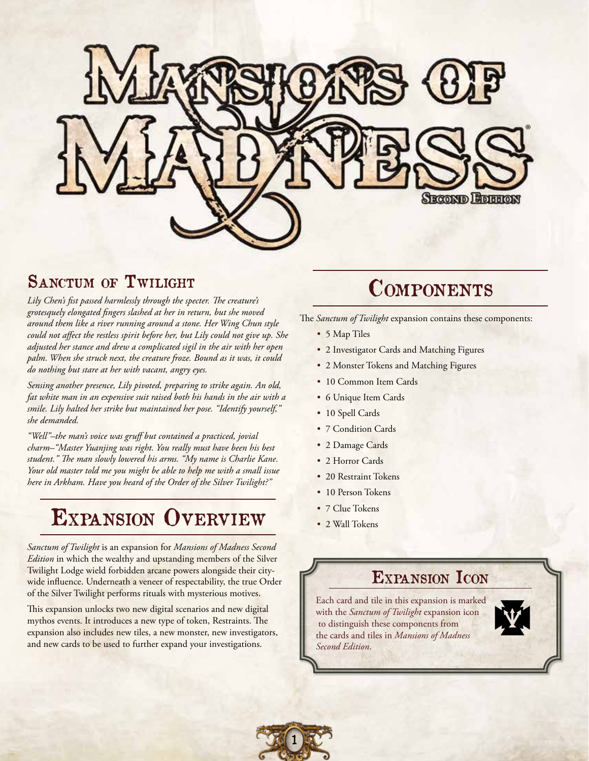# Mansions of Madness

Second Edition

## Sanctum of Twilight

*Lily Chen's fist passed harmlessly through the specter. The creature's grotesquely elongated fingers slashed at her in return, but she moved around them like a river running around a stone. Her Wing Chun style could not affect the restless spirit before her, but Lily could not give up. She adjusted her stance and drew a complicated sigil in the air with her open palm. When she struck next, the creature froze. Bound as it was, it could do nothing but stare at her with vacant, angry eyes.*

*Sensing another presence, Lily pivoted, preparing to strike again. An old, fat white man in an expensive suit raised both his hands in the air with a smile. Lily halted her strike but maintained her pose. "Identify yourself," she demanded.*

*"Well"–the man's voice was gruff but contained a practiced, jovial charm–"Master Yuanjing was right. You really must have been his best student." The man slowly lowered his arms. "My name is Charlie Kane. Your old master told me you might be able to help me with a small issue here in Arkham. Have you heard of the Order of the Silver Twilight?"*

## Expansion Overview

*Sanctum of Twilight* is an expansion for *Mansions of Madness Second Edition* in which the wealthy and upstanding members of the Silver Twilight Lodge wield forbidden arcane powers alongside their city-wide influence. Underneath a veneer of respectability, the true Order of the Silver Twilight performs rituals with mysterious motives.

This expansion unlocks two new digital scenarios and new digital mythos events. It introduces a new type of token, Restraints. The expansion also includes new tiles, a new monster, new investigators, and new cards to be used to further expand your investigations.

## Components

The *Sanctum of Twilight* expansion contains these components:

- 5 Map Tiles
- 2 Investigator Cards and Matching Figures
- 2 Monster Tokens and Matching Figures
- 10 Common Item Cards
- 6 Unique Item Cards
- 10 Spell Cards
- 7 Condition Cards
- 2 Damage Cards
- 2 Horror Cards
- 20 Restraint Tokens
- 10 Person Tokens
- 7 Clue Tokens
- 2 Wall Tokens

### Expansion Icon

Each card and tile in this expansion is marked with the *Sanctum of Twilight* expansion icon to distinguish these components from the cards and tiles in *Mansions of Madness Second Edition*.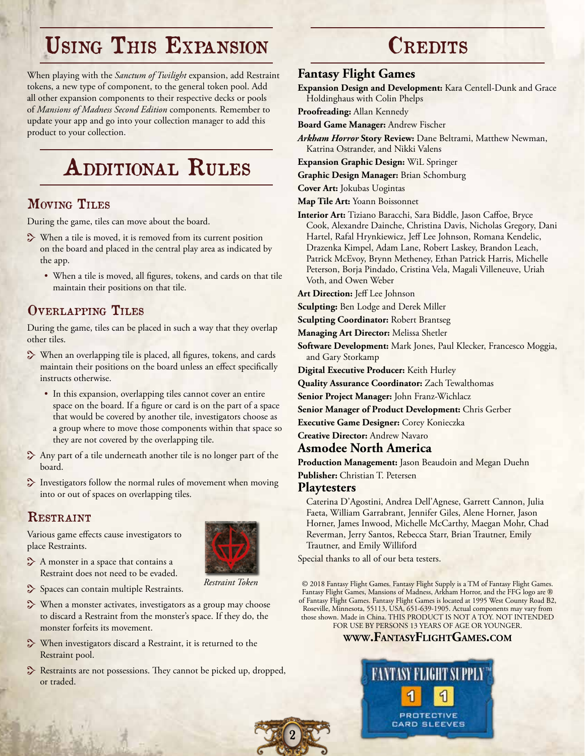# Using This Expansion

When playing with the *Sanctum of Twilight* expansion, add Restraint tokens, a new type of component, to the general token pool. Add all other expansion components to their respective decks or pools of *Mansions of Madness Second Edition* components. Remember to update your app and go into your collection manager to add this product to your collection.

# Additional Rules

## Moving Tiles

During the game, tiles can move about the board.

- When a tile is moved, it is removed from its current position on the board and placed in the central play area as indicated by the app.
  - When a tile is moved, all figures, tokens, and cards on that tile maintain their positions on that tile.

## Overlapping Tiles

During the game, tiles can be placed in such a way that they overlap other tiles.

- When an overlapping tile is placed, all figures, tokens, and cards maintain their positions on the board unless an effect specifically instructs otherwise.
  - In this expansion, overlapping tiles cannot cover an entire space on the board. If a figure or card is on the part of a space that would be covered by another tile, investigators choose as a group where to move those components within that space so they are not covered by the overlapping tile.
- Any part of a tile underneath another tile is no longer part of the board.
- Investigators follow the normal rules of movement when moving into or out of spaces on overlapping tiles.

## Restraint

Various game effects cause investigators to place Restraints.

*Restraint Token*

- A monster in a space that contains a Restraint does not need to be evaded.
- Spaces can contain multiple Restraints.
- When a monster activates, investigators as a group may choose to discard a Restraint from the monster's space. If they do, the monster forfeits its movement.
- When investigators discard a Restraint, it is returned to the Restraint pool.
- Restraints are not possessions. They cannot be picked up, dropped, or traded.

# Credits

## Fantasy Flight Games

**Expansion Design and Development:** Kara Centell-Dunk and Grace Holdinghaus with Colin Phelps

**Proofreading:** Allan Kennedy

**Board Game Manager:** Andrew Fischer

***Arkham Horror* Story Review:** Dane Beltrami, Matthew Newman, Katrina Ostrander, and Nikki Valens

**Expansion Graphic Design:** WiL Springer

**Graphic Design Manager:** Brian Schomburg

**Cover Art:** Jokubas Uogintas

**Map Tile Art:** Yoann Boissonnet

**Interior Art:** Tiziano Baracchi, Sara Biddle, Jason Caffoe, Bryce Cook, Alexandre Dainche, Christina Davis, Nicholas Gregory, Dani Hartel, Rafal Hrynkiewicz, Jeff Lee Johnson, Romana Kendelic, Drazenka Kimpel, Adam Lane, Robert Laskey, Brandon Leach, Patrick McEvoy, Brynn Metheney, Ethan Patrick Harris, Michelle Peterson, Borja Pindado, Cristina Vela, Magali Villeneuve, Uriah Voth, and Owen Weber

**Art Direction:** Jeff Lee Johnson

**Sculpting:** Ben Lodge and Derek Miller

**Sculpting Coordinator:** Robert Brantseg

**Managing Art Director:** Melissa Shetler

**Software Development:** Mark Jones, Paul Klecker, Francesco Moggia, and Gary Storkamp

**Digital Executive Producer:** Keith Hurley

**Quality Assurance Coordinator:** Zach Tewalthomas

**Senior Project Manager:** John Franz-Wichlacz

**Senior Manager of Product Development:** Chris Gerber

**Executive Game Designer:** Corey Konieczka

**Creative Director:** Andrew Navaro

## Asmodee North America

**Production Management:** Jason Beaudoin and Megan Duehn

**Publisher:** Christian T. Petersen

## Playtesters

Caterina D'Agostini, Andrea Dell'Agnese, Garrett Cannon, Julia Faeta, William Garrabrant, Jennifer Giles, Alene Horner, Jason Horner, James Inwood, Michelle McCarthy, Maegan Mohr, Chad Reverman, Jerry Santos, Rebecca Starr, Brian Trautner, Emily Trautner, and Emily Williford

Special thanks to all of our beta testers.

© 2018 Fantasy Flight Games. Fantasy Flight Supply is a TM of Fantasy Flight Games. Fantasy Flight Games, Mansions of Madness, Arkham Horror, and the FFG logo are ® of Fantasy Flight Games. Fantasy Flight Games is located at 1995 West County Road B2, Roseville, Minnesota, 55113, USA, 651-639-1905. Actual components may vary from those shown. Made in China. THIS PRODUCT IS NOT A TOY. NOT INTENDED FOR USE BY PERSONS 13 YEARS OF AGE OR YOUNGER.

**WWW.FANTASYFLIGHTGAMES.COM**

FANTASY FLIGHT SUPPLY™

1 1

PROTECTIVE CARD SLEEVES